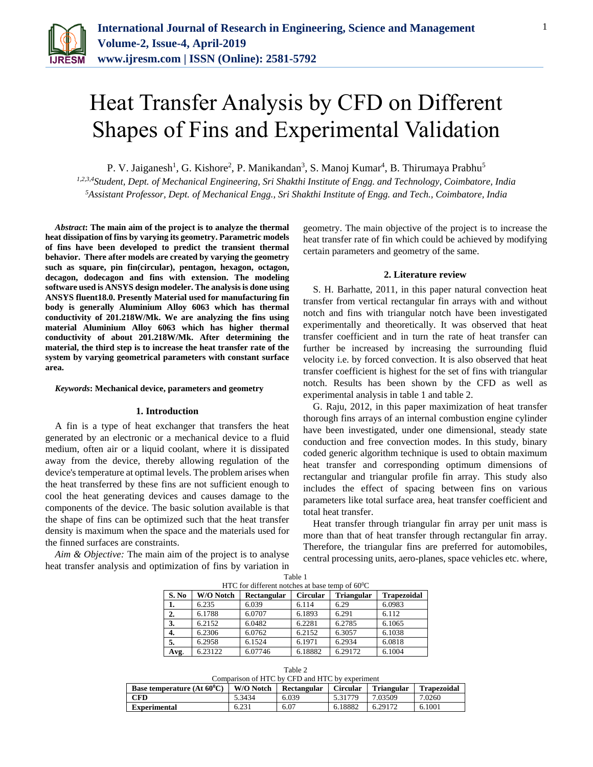# Heat Transfer Analysis by CFD on Different Shapes of Fins and Experimental Validation

P. V. Jaiganesh[1], G. Kishore[2], P. Manikandan[3], S. Manoj Kumar[4], B. Thirumaya Prabhu[5]

[1,2,3,4]*Student, Dept. of Mechanical Engineering, Sri Shakthi Institute of Engg. and Technology, Coimbatore, India*
[5]*Assistant Professor, Dept. of Mechanical Engg., Sri Shakthi Institute of Engg. and Tech., Coimbatore, India*

***Abstract*: The main aim of the project is to analyze the thermal heat dissipation of fins by varying its geometry. Parametric models of fins have been developed to predict the transient thermal behavior. There after models are created by varying the geometry such as square, pin fin(circular), pentagon, hexagon, octagon, decagon, dodecagon and fins with extension. The modeling software used is ANSYS design modeler. The analysis is done using ANSYS fluent18.0. Presently Material used for manufacturing fin body is generally Aluminium Alloy 6063 which has thermal conductivity of 201.218W/Mk. We are analyzing the fins using material Aluminium Alloy 6063 which has higher thermal conductivity of about 201.218W/Mk. After determining the material, the third step is to increase the heat transfer rate of the system by varying geometrical parameters with constant surface area.**

***Keywords*: Mechanical device, parameters and geometry**

## 1. Introduction

A fin is a type of heat exchanger that transfers the heat generated by an electronic or a mechanical device to a fluid medium, often air or a liquid coolant, where it is dissipated away from the device, thereby allowing regulation of the device's temperature at optimal levels. The problem arises when the heat transferred by these fins are not sufficient enough to cool the heat generating devices and causes damage to the components of the device. The basic solution available is that the shape of fins can be optimized such that the heat transfer density is maximum when the space and the materials used for the finned surfaces are constraints.

*Aim & Objective:* The main aim of the project is to analyse heat transfer analysis and optimization of fins by variation in geometry. The main objective of the project is to increase the heat transfer rate of fin which could be achieved by modifying certain parameters and geometry of the same.

## 2. Literature review

S. H. Barhatte, 2011, in this paper natural convection heat transfer from vertical rectangular fin arrays with and without notch and fins with triangular notch have been investigated experimentally and theoretically. It was observed that heat transfer coefficient and in turn the rate of heat transfer can further be increased by increasing the surrounding fluid velocity i.e. by forced convection. It is also observed that heat transfer coefficient is highest for the set of fins with triangular notch. Results has been shown by the CFD as well as experimental analysis in table 1 and table 2.

G. Raju, 2012, in this paper maximization of heat transfer thorough fins arrays of an internal combustion engine cylinder have been investigated, under one dimensional, steady state conduction and free convection modes. In this study, binary coded generic algorithm technique is used to obtain maximum heat transfer and corresponding optimum dimensions of rectangular and triangular profile fin array. This study also includes the effect of spacing between fins on various parameters like total surface area, heat transfer coefficient and total heat transfer.

Heat transfer through triangular fin array per unit mass is more than that of heat transfer through rectangular fin array. Therefore, the triangular fins are preferred for automobiles, central processing units, aero-planes, space vehicles etc. where,

Table 1
HTC for different notches at base temp of $60^0$C

| S. No | W/O Notch | Rectangular | Circular | Triangular | Trapezoidal |
|---|---|---|---|---|---|
| 1. | 6.235 | 6.039 | 6.114 | 6.29 | 6.0983 |
| 2. | 6.1788 | 6.0707 | 6.1893 | 6.291 | 6.112 |
| 3. | 6.2152 | 6.0482 | 6.2281 | 6.2785 | 6.1065 |
| 4. | 6.2306 | 6.0762 | 6.2152 | 6.3057 | 6.1038 |
| 5. | 6.2958 | 6.1524 | 6.1971 | 6.2934 | 6.0818 |
| Avg. | 6.23122 | 6.07746 | 6.18882 | 6.29172 | 6.1004 |

Table 2
Comparison of HTC by CFD and HTC by experiment

| Base temperature (At $60^0$C) | W/O Notch | Rectangular | Circular | Triangular | Trapezoidal |
|---|---|---|---|---|---|
| CFD | 5.3434 | 6.039 | 5.31779 | 7.03509 | 7.0260 |
| Experimental | 6.231 | 6.07 | 6.18882 | 6.29172 | 6.1001 |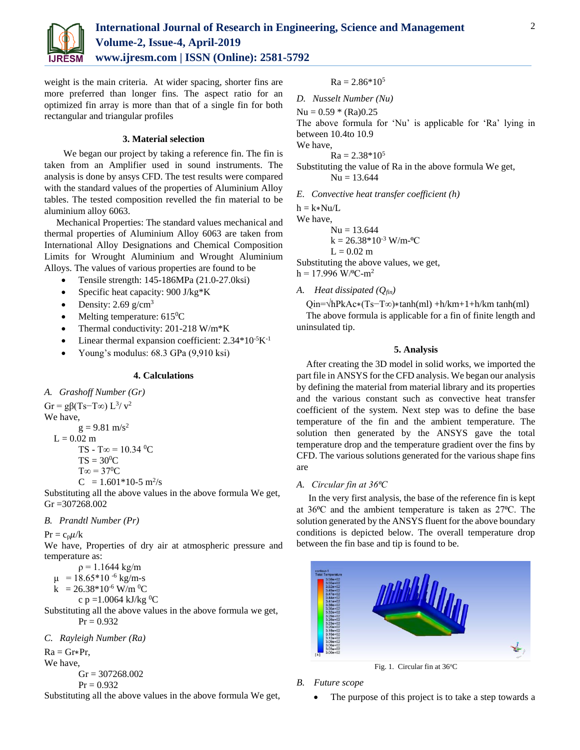weight is the main criteria. At wider spacing, shorter fins are more preferred than longer fins. The aspect ratio for an optimized fin array is more than that of a single fin for both rectangular and triangular profiles

## 3. Material selection

We began our project by taking a reference fin. The fin is taken from an Amplifier used in sound instruments. The analysis is done by ansys CFD. The test results were compared with the standard values of the properties of Aluminium Alloy tables. The tested composition revelled the fin material to be aluminium alloy 6063.

Mechanical Properties: The standard values mechanical and thermal properties of Aluminium Alloy 6063 are taken from International Alloy Designations and Chemical Composition Limits for Wrought Aluminium and Wrought Aluminium Alloys. The values of various properties are found to be

- Tensile strength: 145-186MPa (21.0-27.0ksi)
- Specific heat capacity: 900 J/kg*K
- Density: 2.69 $g/cm^3$
- Melting temperature: $615^0C$
- Thermal conductivity: 201-218 W/m*K
- Linear thermal expansion coefficient: $2.34*10^{-5}K^{-1}$
- Young's modulus: 68.3 GPa (9,910 ksi)

## 4. Calculations

*A. Grashoff Number (Gr)*

$Gr = g\beta(Ts-T\infty)\ L^3/\ v^2$

We have,

$g = 9.81\ m/s^2$

$L = 0.02$ m

$TS - T\infty = 10.34\ ^0C$

$TS = 30^0C$

$T\infty = 37^0C$

$C = 1.601*10\text{-}5\ m^2/s$

Substituting all the above values in the above formula We get,
Gr =307268.002

*B. Prandtl Number (Pr)*

$Pr = c_p\mu/k$

We have, Properties of dry air at atmospheric pressure and temperature as:

$\rho = 1.1644$ kg/m

$\mu = 18.65*10^{-6}$ kg/m-s

$k = 26.38*10^{-6}\ W/m\ ^0C$

$c\ p = 1.0064\ kJ/kg\ ^0C$

Substituting all the above values in the above formula we get,

Pr = 0.932

*C. Rayleigh Number (Ra)*

$Ra = Gr*Pr$,

We have,

Gr = 307268.002

Pr = 0.932

Substituting all the above values in the above formula We get,

$Ra = 2.86*10^5$

*D. Nusselt Number (Nu)*

Nu = 0.59 * (Ra)0.25

The above formula for 'Nu' is applicable for 'Ra' lying in between 10.4to 10.9

We have,

$Ra = 2.38*10^5$

Substituting the value of Ra in the above formula We get,

Nu = 13.644

*E. Convective heat transfer coefficient (h)*

$h = k*Nu/L$

We have,

Nu = 13.644

$k = 26.38*10^{-3}\ W/m\text{-}^0C$

L = 0.02 m

Substituting the above values, we get,

$h = 17.996\ W/^0C\text{-}m^2$

*A. Heat dissipated ($Q_{fin}$)*

Qin=√hPkAc∗(Ts−T∞)∗tanh(ml) +h/km+1+h/km tanh(ml)

The above formula is applicable for a fin of finite length and uninsulated tip.

## 5. Analysis

After creating the 3D model in solid works, we imported the part file in ANSYS for the CFD analysis. We began our analysis by defining the material from material library and its properties and the various constant such as convective heat transfer coefficient of the system. Next step was to define the base temperature of the fin and the ambient temperature. The solution then generated by the ANSYS gave the total temperature drop and the temperature gradient over the fins by CFD. The various solutions generated for the various shape fins are

*A. Circular fin at 36⁰C*

In the very first analysis, the base of the reference fin is kept at 36⁰C and the ambient temperature is taken as 27⁰C. The solution generated by the ANSYS fluent for the above boundary conditions is depicted below. The overall temperature drop between the fin base and tip is found to be.

Fig. 1. Circular fin at 36°C

*B. Future scope*

- The purpose of this project is to take a step towards a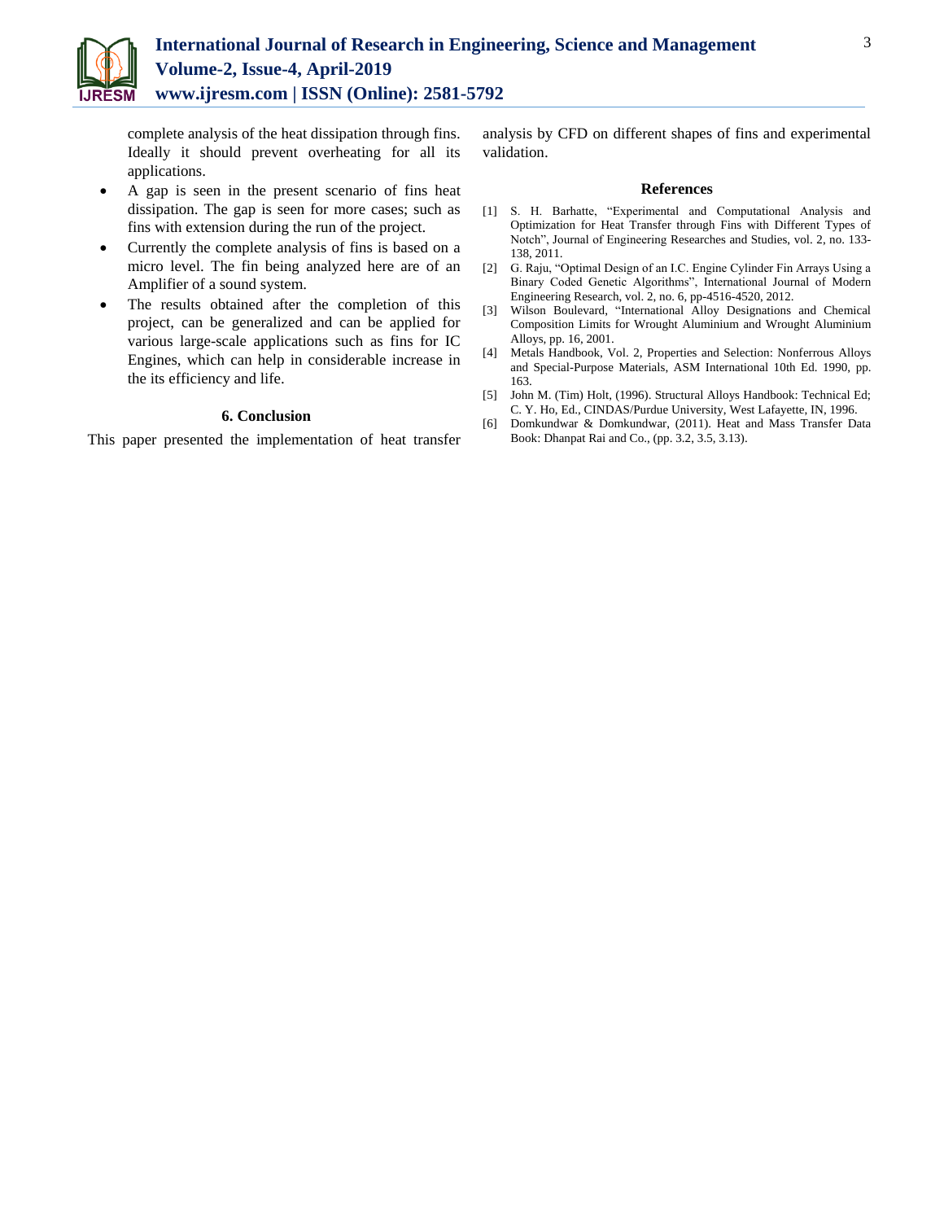complete analysis of the heat dissipation through fins. Ideally it should prevent overheating for all its applications.

- A gap is seen in the present scenario of fins heat dissipation. The gap is seen for more cases; such as fins with extension during the run of the project.
- Currently the complete analysis of fins is based on a micro level. The fin being analyzed here are of an Amplifier of a sound system.
- The results obtained after the completion of this project, can be generalized and can be applied for various large-scale applications such as fins for IC Engines, which can help in considerable increase in the its efficiency and life.

## 6. Conclusion

This paper presented the implementation of heat transfer analysis by CFD on different shapes of fins and experimental validation.

## References

[1] S. H. Barhatte, "Experimental and Computational Analysis and Optimization for Heat Transfer through Fins with Different Types of Notch", Journal of Engineering Researches and Studies, vol. 2, no. 133-138, 2011.

[2] G. Raju, "Optimal Design of an I.C. Engine Cylinder Fin Arrays Using a Binary Coded Genetic Algorithms", International Journal of Modern Engineering Research, vol. 2, no. 6, pp-4516-4520, 2012.

[3] Wilson Boulevard, "International Alloy Designations and Chemical Composition Limits for Wrought Aluminium and Wrought Aluminium Alloys, pp. 16, 2001.

[4] Metals Handbook, Vol. 2, Properties and Selection: Nonferrous Alloys and Special-Purpose Materials, ASM International 10th Ed. 1990, pp. 163.

[5] John M. (Tim) Holt, (1996). Structural Alloys Handbook: Technical Ed; C. Y. Ho, Ed., CINDAS/Purdue University, West Lafayette, IN, 1996.

[6] Domkundwar & Domkundwar, (2011). Heat and Mass Transfer Data Book: Dhanpat Rai and Co., (pp. 3.2, 3.5, 3.13).